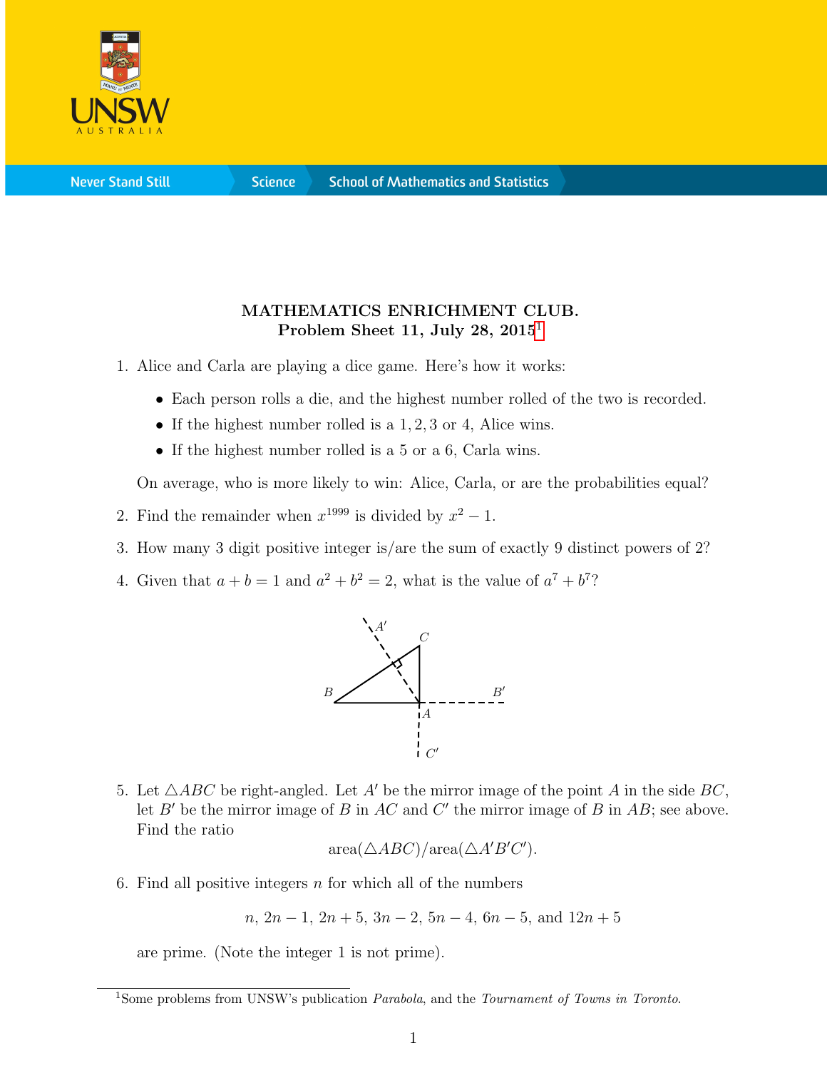**MATHEMATICS ENRICHMENT CLUB.**
**Problem Sheet 11, July 28, 2015**[1]

1. Alice and Carla are playing a dice game. Here's how it works:

   - Each person rolls a die, and the highest number rolled of the two is recorded.
   - If the highest number rolled is a $1, 2, 3$ or $4$, Alice wins.
   - If the highest number rolled is a $5$ or a $6$, Carla wins.

   On average, who is more likely to win: Alice, Carla, or are the probabilities equal?

2. Find the remainder when $x^{1999}$ is divided by $x^2 - 1$.

3. How many 3 digit positive integer is/are the sum of exactly 9 distinct powers of 2?

4. Given that $a + b = 1$ and $a^2 + b^2 = 2$, what is the value of $a^7 + b^7$?

5. Let $\triangle ABC$ be right-angled. Let $A'$ be the mirror image of the point $A$ in the side $BC$, let $B'$ be the mirror image of $B$ in $AC$ and $C'$ the mirror image of $B$ in $AB$; see above. Find the ratio

$$\text{area}(\triangle ABC)/\text{area}(\triangle A'B'C').$$

6. Find all positive integers $n$ for which all of the numbers

$$n,\ 2n - 1,\ 2n + 5,\ 3n - 2,\ 5n - 4,\ 6n - 5,\ \text{and } 12n + 5$$

   are prime. (Note the integer 1 is not prime).

---

[1] Some problems from UNSW's publication *Parabola*, and the *Tournament of Towns in Toronto*.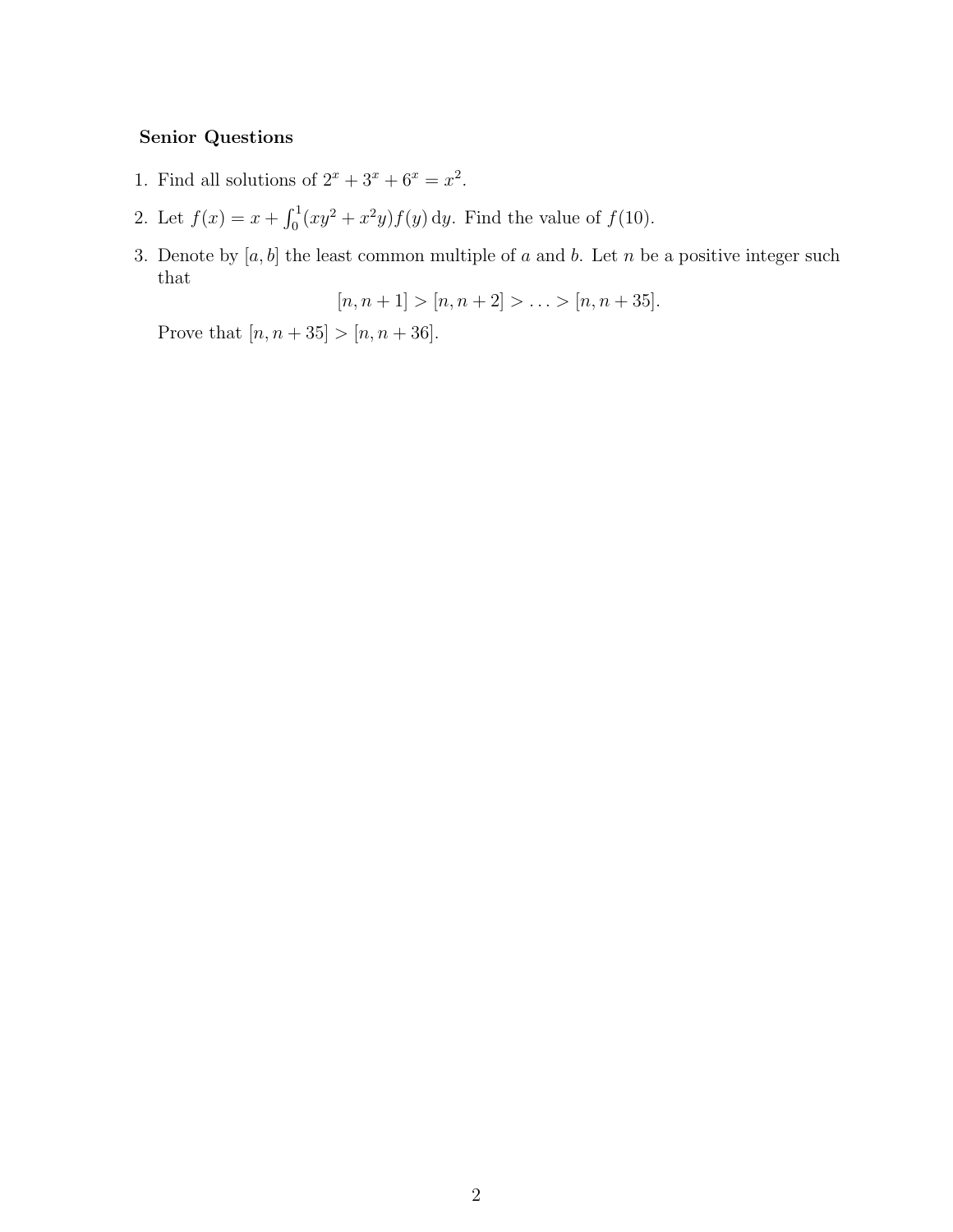**Senior Questions**

1. Find all solutions of $2^x + 3^x + 6^x = x^2$.

2. Let $f(x) = x + \int_0^1 (xy^2 + x^2y) f(y)\, \mathrm{d}y$. Find the value of $f(10)$.

3. Denote by $[a, b]$ the least common multiple of $a$ and $b$. Let $n$ be a positive integer such that

$$[n, n+1] > [n, n+2] > \ldots > [n, n+35].$$

Prove that $[n, n+35] > [n, n+36]$.